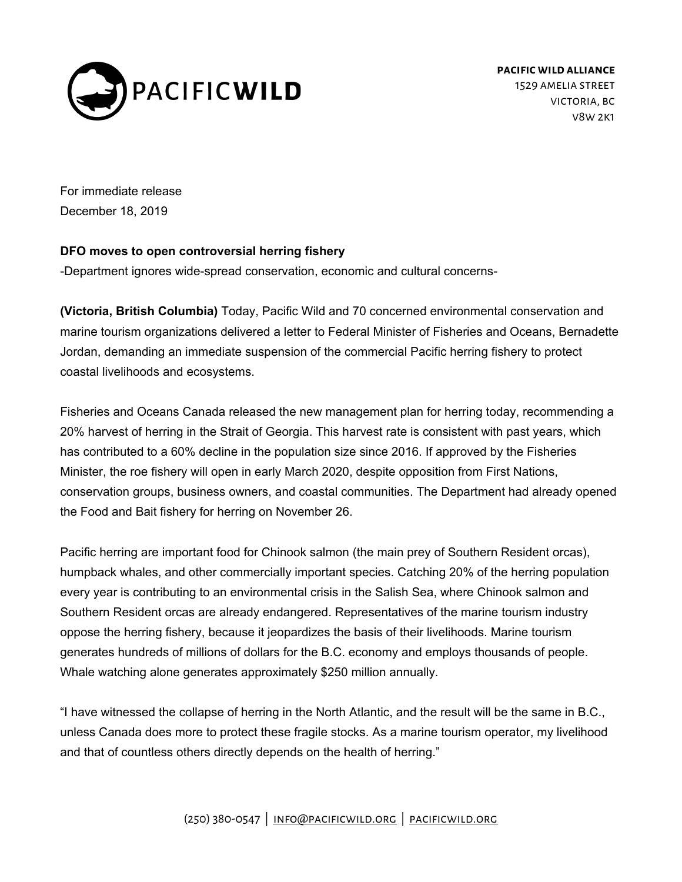**PACIFIC WILD ALLIANCE**
1529 AMELIA STREET
VICTORIA, BC
V8W 2K1

For immediate release
December 18, 2019

**DFO moves to open controversial herring fishery**

-Department ignores wide-spread conservation, economic and cultural concerns-

**(Victoria, British Columbia)** Today, Pacific Wild and 70 concerned environmental conservation and marine tourism organizations delivered a letter to Federal Minister of Fisheries and Oceans, Bernadette Jordan, demanding an immediate suspension of the commercial Pacific herring fishery to protect coastal livelihoods and ecosystems.

Fisheries and Oceans Canada released the new management plan for herring today, recommending a 20% harvest of herring in the Strait of Georgia. This harvest rate is consistent with past years, which has contributed to a 60% decline in the population size since 2016. If approved by the Fisheries Minister, the roe fishery will open in early March 2020, despite opposition from First Nations, conservation groups, business owners, and coastal communities. The Department had already opened the Food and Bait fishery for herring on November 26.

Pacific herring are important food for Chinook salmon (the main prey of Southern Resident orcas), humpback whales, and other commercially important species. Catching 20% of the herring population every year is contributing to an environmental crisis in the Salish Sea, where Chinook salmon and Southern Resident orcas are already endangered. Representatives of the marine tourism industry oppose the herring fishery, because it jeopardizes the basis of their livelihoods. Marine tourism generates hundreds of millions of dollars for the B.C. economy and employs thousands of people. Whale watching alone generates approximately $250 million annually.

"I have witnessed the collapse of herring in the North Atlantic, and the result will be the same in B.C., unless Canada does more to protect these fragile stocks. As a marine tourism operator, my livelihood and that of countless others directly depends on the health of herring."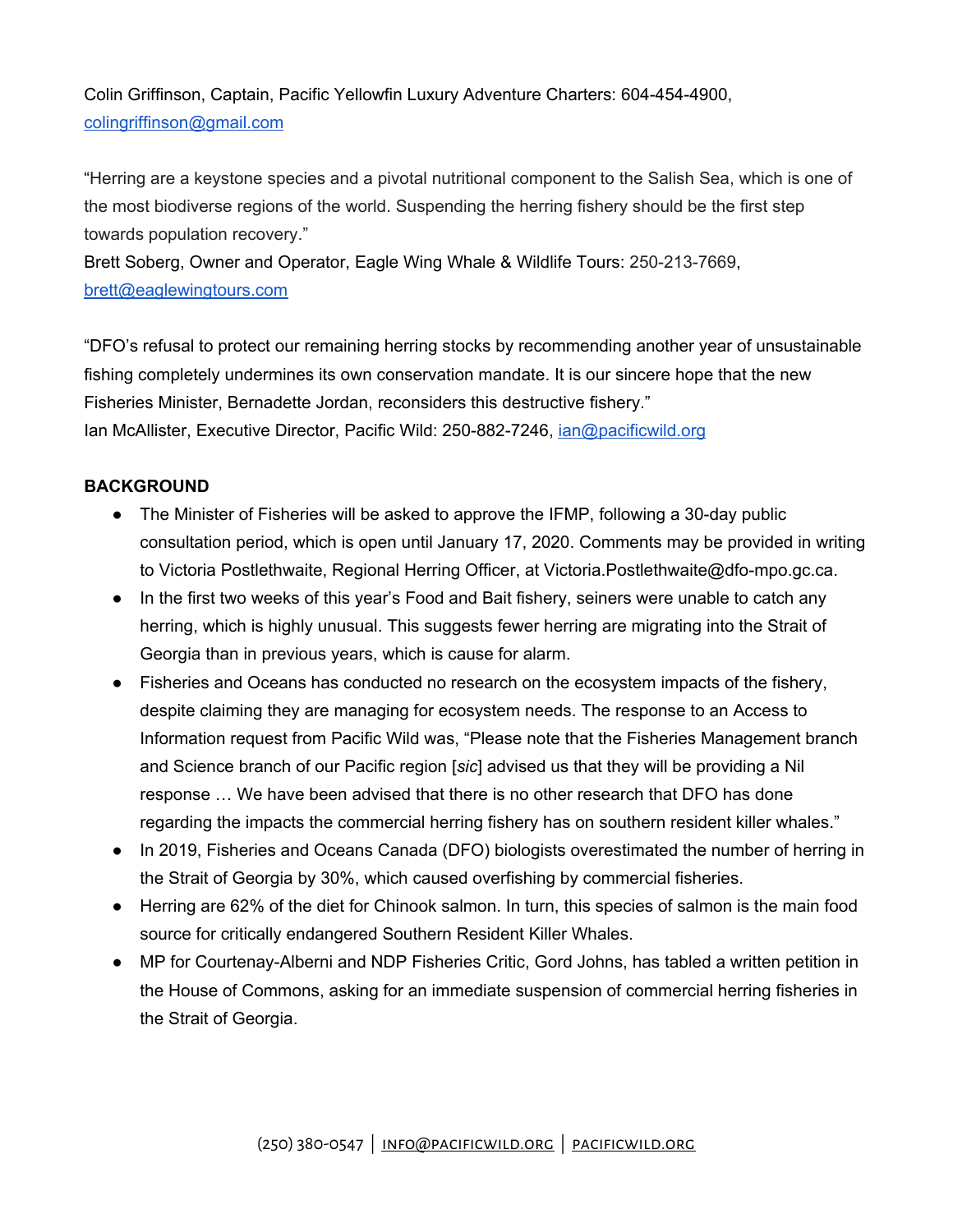Colin Griffinson, Captain, Pacific Yellowfin Luxury Adventure Charters: 604-454-4900, colingriffinson@gmail.com

"Herring are a keystone species and a pivotal nutritional component to the Salish Sea, which is one of the most biodiverse regions of the world. Suspending the herring fishery should be the first step towards population recovery."
Brett Soberg, Owner and Operator, Eagle Wing Whale & Wildlife Tours: 250-213-7669, brett@eaglewingtours.com

"DFO's refusal to protect our remaining herring stocks by recommending another year of unsustainable fishing completely undermines its own conservation mandate. It is our sincere hope that the new Fisheries Minister, Bernadette Jordan, reconsiders this destructive fishery."
Ian McAllister, Executive Director, Pacific Wild: 250-882-7246, ian@pacificwild.org

**BACKGROUND**

- The Minister of Fisheries will be asked to approve the IFMP, following a 30-day public consultation period, which is open until January 17, 2020. Comments may be provided in writing to Victoria Postlethwaite, Regional Herring Officer, at Victoria.Postlethwaite@dfo-mpo.gc.ca.
- In the first two weeks of this year's Food and Bait fishery, seiners were unable to catch any herring, which is highly unusual. This suggests fewer herring are migrating into the Strait of Georgia than in previous years, which is cause for alarm.
- Fisheries and Oceans has conducted no research on the ecosystem impacts of the fishery, despite claiming they are managing for ecosystem needs. The response to an Access to Information request from Pacific Wild was, "Please note that the Fisheries Management branch and Science branch of our Pacific region [*sic*] advised us that they will be providing a Nil response … We have been advised that there is no other research that DFO has done regarding the impacts the commercial herring fishery has on southern resident killer whales."
- In 2019, Fisheries and Oceans Canada (DFO) biologists overestimated the number of herring in the Strait of Georgia by 30%, which caused overfishing by commercial fisheries.
- Herring are 62% of the diet for Chinook salmon. In turn, this species of salmon is the main food source for critically endangered Southern Resident Killer Whales.
- MP for Courtenay-Alberni and NDP Fisheries Critic, Gord Johns, has tabled a written petition in the House of Commons, asking for an immediate suspension of commercial herring fisheries in the Strait of Georgia.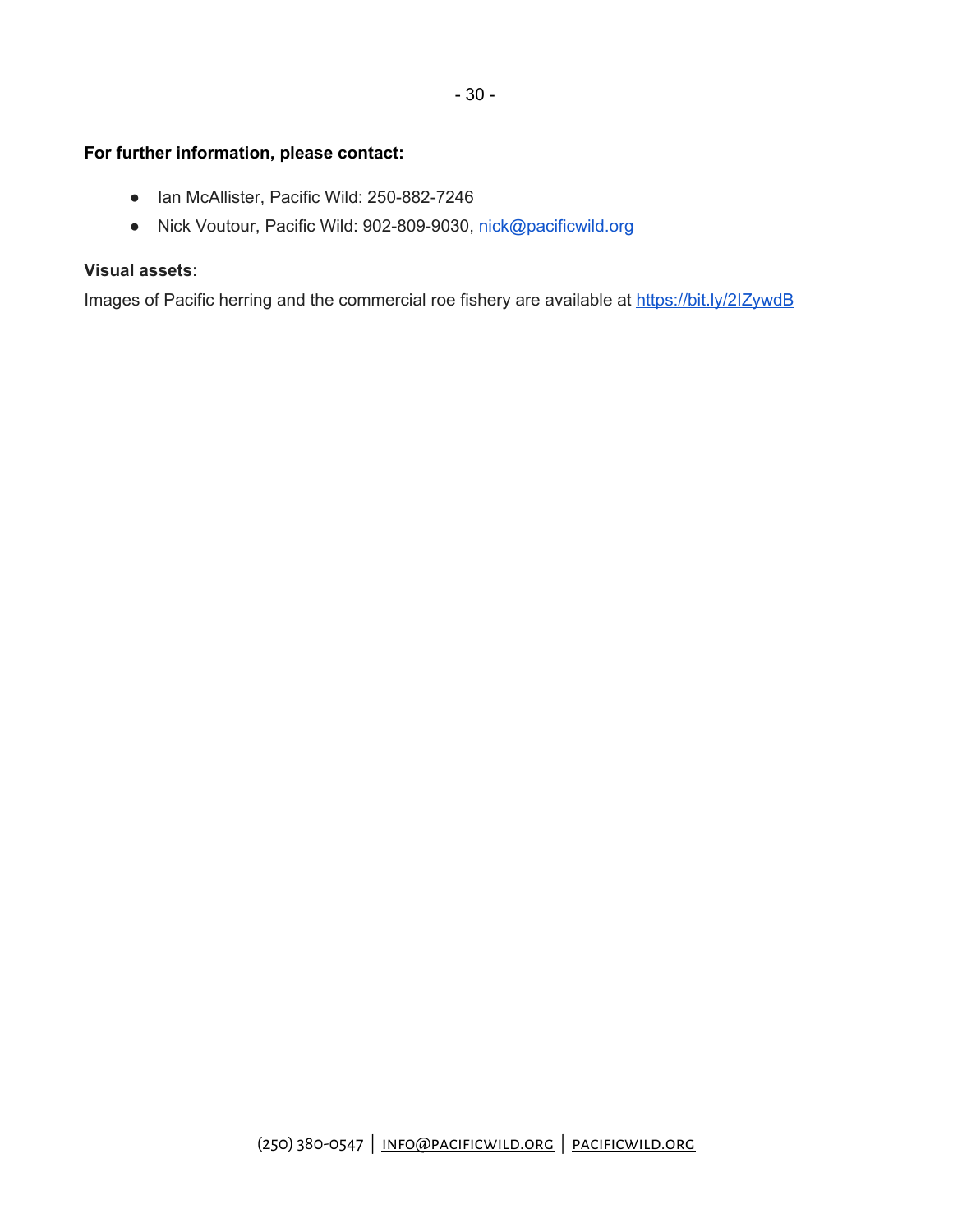**For further information, please contact:**

- Ian McAllister, Pacific Wild: 250-882-7246
- Nick Voutour, Pacific Wild: 902-809-9030, nick@pacificwild.org

**Visual assets:**

Images of Pacific herring and the commercial roe fishery are available at https://bit.ly/2IZywdB